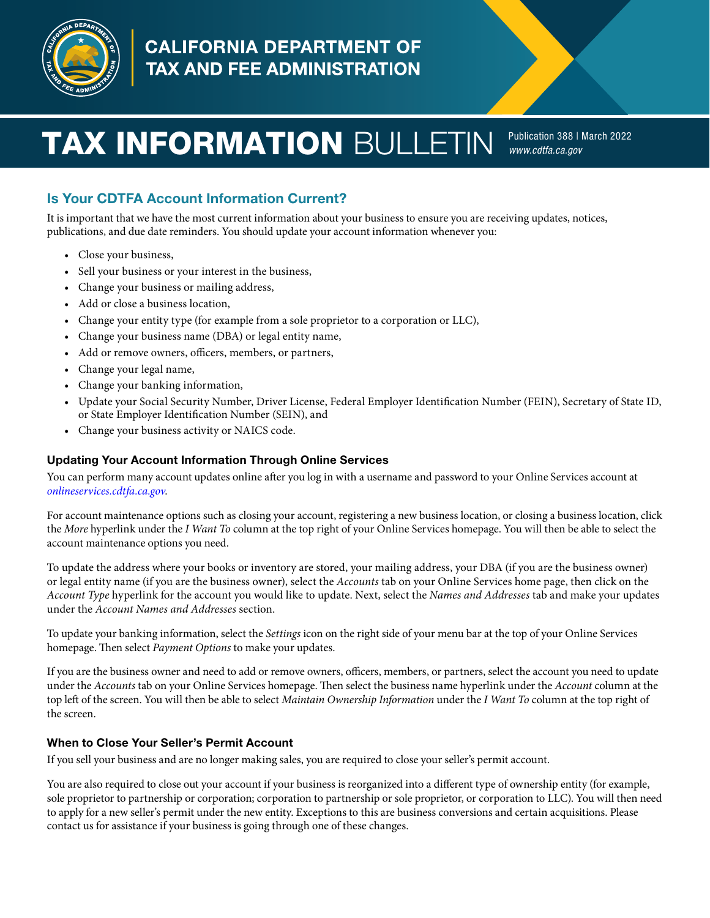CALIFORNIA DEPARTMENT OF TAX AND FEE ADMINISTRATION

# TAX INFORMATION BULLETIN

Publication 388 | March 2022
*www.cdtfa.ca.gov*

## Is Your CDTFA Account Information Current?

It is important that we have the most current information about your business to ensure you are receiving updates, notices, publications, and due date reminders. You should update your account information whenever you:

- Close your business,
- Sell your business or your interest in the business,
- Change your business or mailing address,
- Add or close a business location,
- Change your entity type (for example from a sole proprietor to a corporation or LLC),
- Change your business name (DBA) or legal entity name,
- Add or remove owners, officers, members, or partners,
- Change your legal name,
- Change your banking information,
- Update your Social Security Number, Driver License, Federal Employer Identification Number (FEIN), Secretary of State ID, or State Employer Identification Number (SEIN), and
- Change your business activity or NAICS code.

### Updating Your Account Information Through Online Services

You can perform many account updates online after you log in with a username and password to your Online Services account at *onlineservices.cdtfa.ca.gov*.

For account maintenance options such as closing your account, registering a new business location, or closing a business location, click the *More* hyperlink under the *I Want To* column at the top right of your Online Services homepage. You will then be able to select the account maintenance options you need.

To update the address where your books or inventory are stored, your mailing address, your DBA (if you are the business owner) or legal entity name (if you are the business owner), select the *Accounts* tab on your Online Services home page, then click on the *Account Type* hyperlink for the account you would like to update. Next, select the *Names and Addresses* tab and make your updates under the *Account Names and Addresses* section.

To update your banking information, select the *Settings* icon on the right side of your menu bar at the top of your Online Services homepage. Then select *Payment Options* to make your updates.

If you are the business owner and need to add or remove owners, officers, members, or partners, select the account you need to update under the *Accounts* tab on your Online Services homepage. Then select the business name hyperlink under the *Account* column at the top left of the screen. You will then be able to select *Maintain Ownership Information* under the *I Want To* column at the top right of the screen.

### When to Close Your Seller's Permit Account

If you sell your business and are no longer making sales, you are required to close your seller's permit account.

You are also required to close out your account if your business is reorganized into a different type of ownership entity (for example, sole proprietor to partnership or corporation; corporation to partnership or sole proprietor, or corporation to LLC). You will then need to apply for a new seller's permit under the new entity. Exceptions to this are business conversions and certain acquisitions. Please contact us for assistance if your business is going through one of these changes.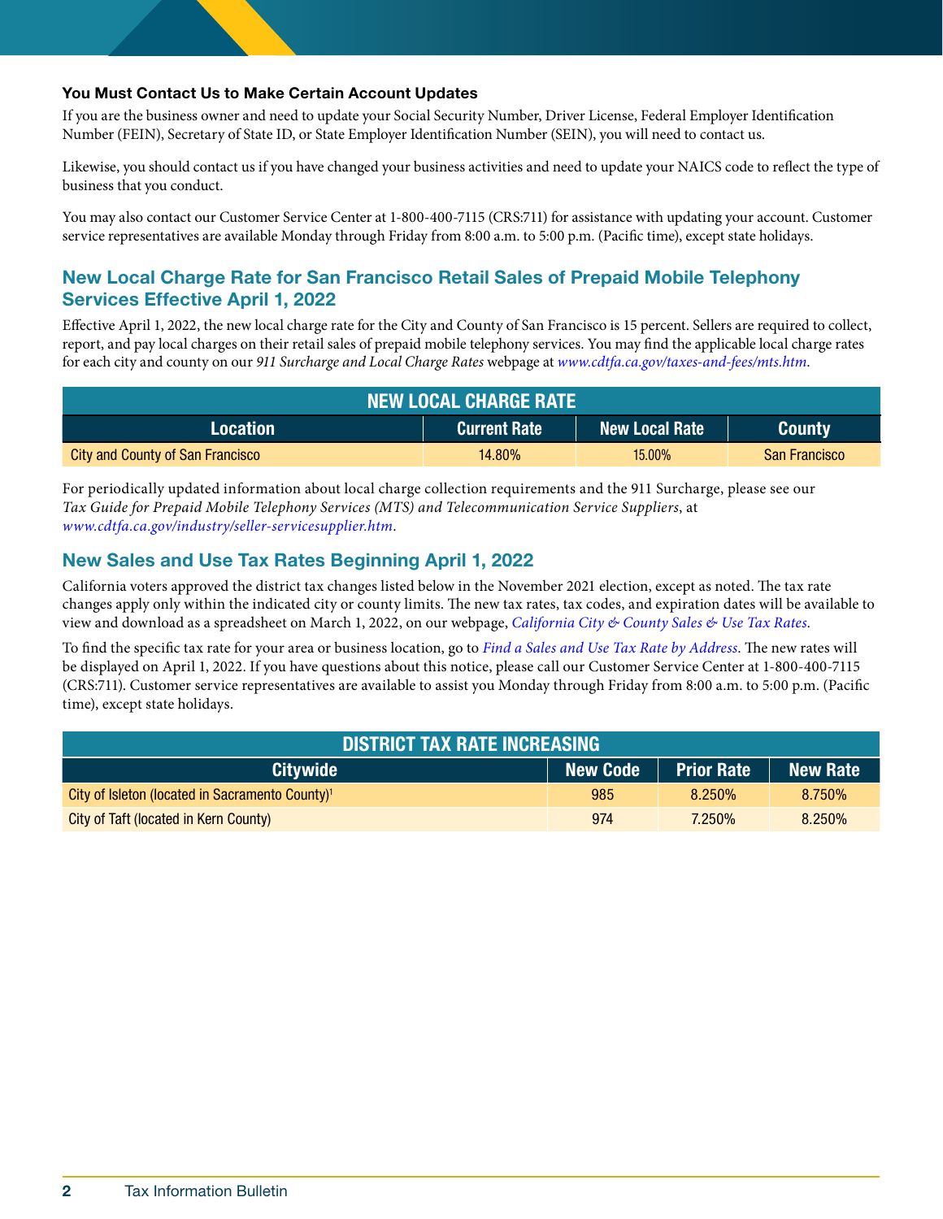### You Must Contact Us to Make Certain Account Updates

If you are the business owner and need to update your Social Security Number, Driver License, Federal Employer Identification Number (FEIN), Secretary of State ID, or State Employer Identification Number (SEIN), you will need to contact us.

Likewise, you should contact us if you have changed your business activities and need to update your NAICS code to reflect the type of business that you conduct.

You may also contact our Customer Service Center at 1-800-400-7115 (CRS:711) for assistance with updating your account. Customer service representatives are available Monday through Friday from 8:00 a.m. to 5:00 p.m. (Pacific time), except state holidays.

## New Local Charge Rate for San Francisco Retail Sales of Prepaid Mobile Telephony Services Effective April 1, 2022

Effective April 1, 2022, the new local charge rate for the City and County of San Francisco is 15 percent. Sellers are required to collect, report, and pay local charges on their retail sales of prepaid mobile telephony services. You may find the applicable local charge rates for each city and county on our *911 Surcharge and Local Charge Rates* webpage at *www.cdtfa.ca.gov/taxes-and-fees/mts.htm*.

| NEW LOCAL CHARGE RATE | | | |
|---|---|---|---|
| **Location** | **Current Rate** | **New Local Rate** | **County** |
| City and County of San Francisco | 14.80% | 15.00% | San Francisco |

For periodically updated information about local charge collection requirements and the 911 Surcharge, please see our *Tax Guide for Prepaid Mobile Telephony Services (MTS) and Telecommunication Service Suppliers*, at *www.cdtfa.ca.gov/industry/seller-servicesupplier.htm*.

## New Sales and Use Tax Rates Beginning April 1, 2022

California voters approved the district tax changes listed below in the November 2021 election, except as noted. The tax rate changes apply only within the indicated city or county limits. The new tax rates, tax codes, and expiration dates will be available to view and download as a spreadsheet on March 1, 2022, on our webpage, *California City & County Sales & Use Tax Rates*.

To find the specific tax rate for your area or business location, go to *Find a Sales and Use Tax Rate by Address*. The new rates will be displayed on April 1, 2022. If you have questions about this notice, please call our Customer Service Center at 1-800-400-7115 (CRS:711). Customer service representatives are available to assist you Monday through Friday from 8:00 a.m. to 5:00 p.m. (Pacific time), except state holidays.

| DISTRICT TAX RATE INCREASING | | | |
|---|---|---|---|
| **Citywide** | **New Code** | **Prior Rate** | **New Rate** |
| City of Isleton (located in Sacramento County)[1] | 985 | 8.250% | 8.750% |
| City of Taft (located in Kern County) | 974 | 7.250% | 8.250% |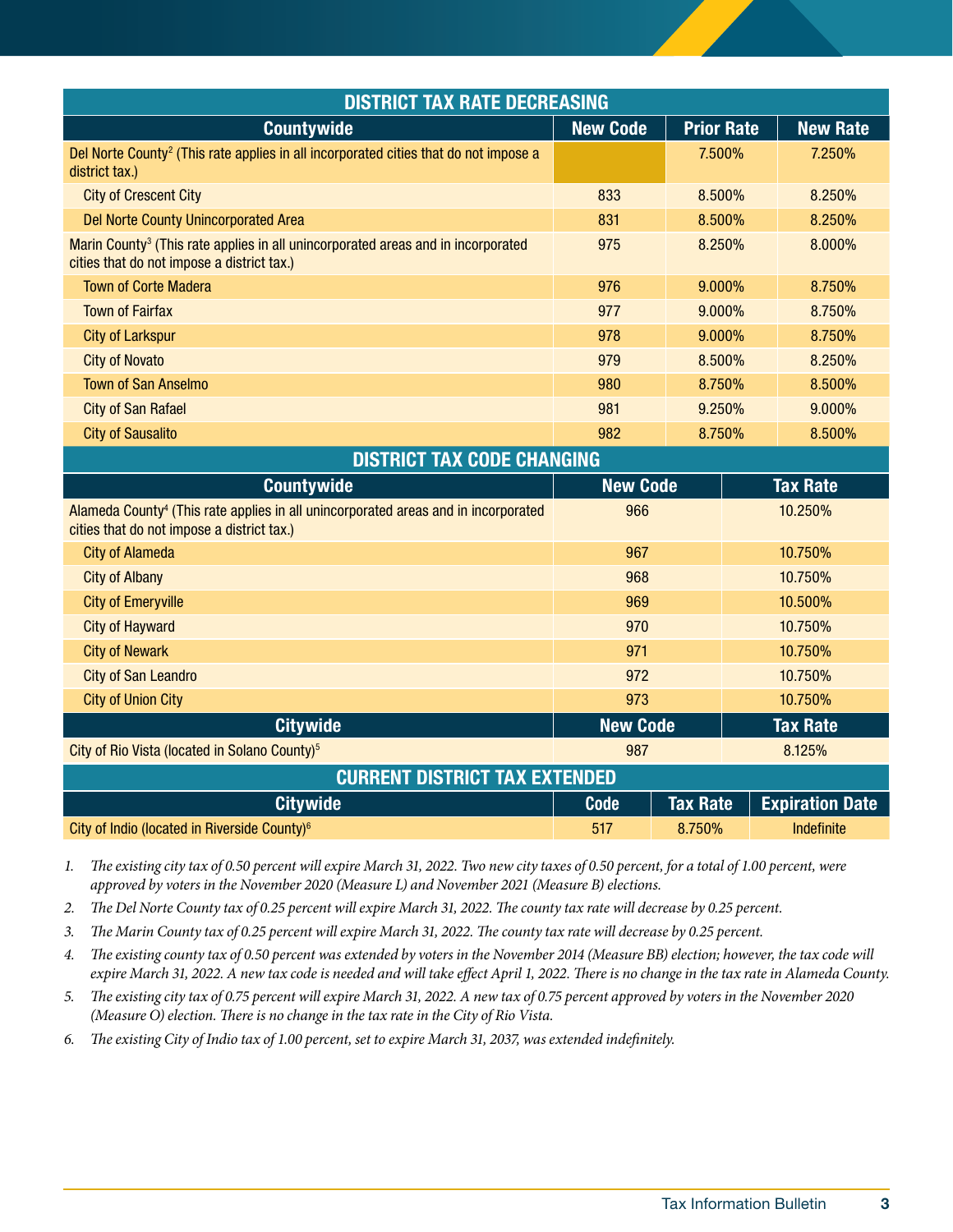## DISTRICT TAX RATE DECREASING

| Countywide | New Code | Prior Rate | New Rate |
|---|---|---|---|
| Del Norte County[2] (This rate applies in all incorporated cities that do not impose a district tax.) | | 7.500% | 7.250% |
| City of Crescent City | 833 | 8.500% | 8.250% |
| Del Norte County Unincorporated Area | 831 | 8.500% | 8.250% |
| Marin County[3] (This rate applies in all unincorporated areas and in incorporated cities that do not impose a district tax.) | 975 | 8.250% | 8.000% |
| Town of Corte Madera | 976 | 9.000% | 8.750% |
| Town of Fairfax | 977 | 9.000% | 8.750% |
| City of Larkspur | 978 | 9.000% | 8.750% |
| City of Novato | 979 | 8.500% | 8.250% |
| Town of San Anselmo | 980 | 8.750% | 8.500% |
| City of San Rafael | 981 | 9.250% | 9.000% |
| City of Sausalito | 982 | 8.750% | 8.500% |

## DISTRICT TAX CODE CHANGING

| Countywide | New Code | Tax Rate |
|---|---|---|
| Alameda County[4] (This rate applies in all unincorporated areas and in incorporated cities that do not impose a district tax.) | 966 | 10.250% |
| City of Alameda | 967 | 10.750% |
| City of Albany | 968 | 10.750% |
| City of Emeryville | 969 | 10.500% |
| City of Hayward | 970 | 10.750% |
| City of Newark | 971 | 10.750% |
| City of San Leandro | 972 | 10.750% |
| City of Union City | 973 | 10.750% |
| **Citywide** | **New Code** | **Tax Rate** |
| City of Rio Vista (located in Solano County)[5] | 987 | 8.125% |

## CURRENT DISTRICT TAX EXTENDED

| Citywide | Code | Tax Rate | Expiration Date |
|---|---|---|---|
| City of Indio (located in Riverside County)[6] | 517 | 8.750% | Indefinite |

1. *The existing city tax of 0.50 percent will expire March 31, 2022. Two new city taxes of 0.50 percent, for a total of 1.00 percent, were approved by voters in the November 2020 (Measure L) and November 2021 (Measure B) elections.*
2. *The Del Norte County tax of 0.25 percent will expire March 31, 2022. The county tax rate will decrease by 0.25 percent.*
3. *The Marin County tax of 0.25 percent will expire March 31, 2022. The county tax rate will decrease by 0.25 percent.*
4. *The existing county tax of 0.50 percent was extended by voters in the November 2014 (Measure BB) election; however, the tax code will expire March 31, 2022. A new tax code is needed and will take effect April 1, 2022. There is no change in the tax rate in Alameda County.*
5. *The existing city tax of 0.75 percent will expire March 31, 2022. A new tax of 0.75 percent approved by voters in the November 2020 (Measure O) election. There is no change in the tax rate in the City of Rio Vista.*
6. *The existing City of Indio tax of 1.00 percent, set to expire March 31, 2037, was extended indefinitely.*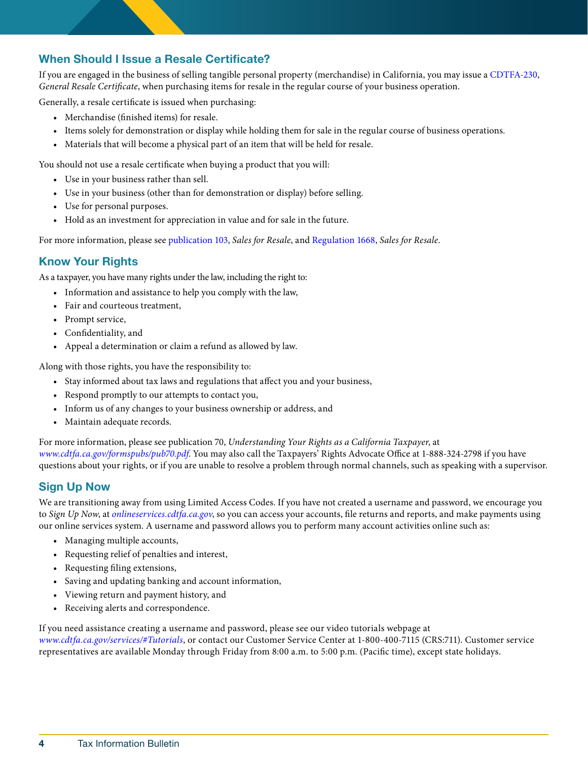## When Should I Issue a Resale Certificate?

If you are engaged in the business of selling tangible personal property (merchandise) in California, you may issue a CDTFA-230, *General Resale Certificate*, when purchasing items for resale in the regular course of your business operation.

Generally, a resale certificate is issued when purchasing:

- Merchandise (finished items) for resale.
- Items solely for demonstration or display while holding them for sale in the regular course of business operations.
- Materials that will become a physical part of an item that will be held for resale.

You should not use a resale certificate when buying a product that you will:

- Use in your business rather than sell.
- Use in your business (other than for demonstration or display) before selling.
- Use for personal purposes.
- Hold as an investment for appreciation in value and for sale in the future.

For more information, please see publication 103, *Sales for Resale*, and Regulation 1668, *Sales for Resale*.

## Know Your Rights

As a taxpayer, you have many rights under the law, including the right to:

- Information and assistance to help you comply with the law,
- Fair and courteous treatment,
- Prompt service,
- Confidentiality, and
- Appeal a determination or claim a refund as allowed by law.

Along with those rights, you have the responsibility to:

- Stay informed about tax laws and regulations that affect you and your business,
- Respond promptly to our attempts to contact you,
- Inform us of any changes to your business ownership or address, and
- Maintain adequate records.

For more information, please see publication 70, *Understanding Your Rights as a California Taxpayer*, at *www.cdtfa.ca.gov/formspubs/pub70.pdf*. You may also call the Taxpayers' Rights Advocate Office at 1-888-324-2798 if you have questions about your rights, or if you are unable to resolve a problem through normal channels, such as speaking with a supervisor.

## Sign Up Now

We are transitioning away from using Limited Access Codes. If you have not created a username and password, we encourage you to *Sign Up Now*, at *onlineservices.cdtfa.ca.gov*, so you can access your accounts, file returns and reports, and make payments using our online services system. A username and password allows you to perform many account activities online such as:

- Managing multiple accounts,
- Requesting relief of penalties and interest,
- Requesting filing extensions,
- Saving and updating banking and account information,
- Viewing return and payment history, and
- Receiving alerts and correspondence.

If you need assistance creating a username and password, please see our video tutorials webpage at *www.cdtfa.ca.gov/services/#Tutorials*, or contact our Customer Service Center at 1-800-400-7115 (CRS:711). Customer service representatives are available Monday through Friday from 8:00 a.m. to 5:00 p.m. (Pacific time), except state holidays.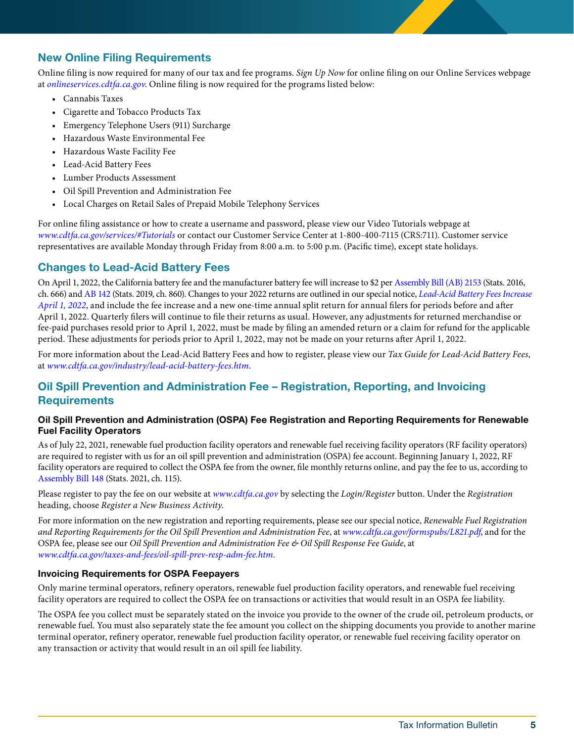## New Online Filing Requirements

Online filing is now required for many of our tax and fee programs. *Sign Up Now* for online filing on our Online Services webpage at *onlineservices.cdtfa.ca.gov*. Online filing is now required for the programs listed below:

- Cannabis Taxes
- Cigarette and Tobacco Products Tax
- Emergency Telephone Users (911) Surcharge
- Hazardous Waste Environmental Fee
- Hazardous Waste Facility Fee
- Lead-Acid Battery Fees
- Lumber Products Assessment
- Oil Spill Prevention and Administration Fee
- Local Charges on Retail Sales of Prepaid Mobile Telephony Services

For online filing assistance or how to create a username and password, please view our Video Tutorials webpage at *www.cdtfa.ca.gov/services/#Tutorials* or contact our Customer Service Center at 1-800-400-7115 (CRS:711). Customer service representatives are available Monday through Friday from 8:00 a.m. to 5:00 p.m. (Pacific time), except state holidays.

## Changes to Lead-Acid Battery Fees

On April 1, 2022, the California battery fee and the manufacturer battery fee will increase to $2 per Assembly Bill (AB) 2153 (Stats. 2016, ch. 666) and AB 142 (Stats. 2019, ch. 860). Changes to your 2022 returns are outlined in our special notice, *Lead-Acid Battery Fees Increase April 1, 2022*, and include the fee increase and a new one-time annual split return for annual filers for periods before and after April 1, 2022. Quarterly filers will continue to file their returns as usual. However, any adjustments for returned merchandise or fee-paid purchases resold prior to April 1, 2022, must be made by filing an amended return or a claim for refund for the applicable period. These adjustments for periods prior to April 1, 2022, may not be made on your returns after April 1, 2022.

For more information about the Lead-Acid Battery Fees and how to register, please view our *Tax Guide for Lead-Acid Battery Fees*, at *www.cdtfa.ca.gov/industry/lead-acid-battery-fees.htm*.

## Oil Spill Prevention and Administration Fee – Registration, Reporting, and Invoicing Requirements

### Oil Spill Prevention and Administration (OSPA) Fee Registration and Reporting Requirements for Renewable Fuel Facility Operators

As of July 22, 2021, renewable fuel production facility operators and renewable fuel receiving facility operators (RF facility operators) are required to register with us for an oil spill prevention and administration (OSPA) fee account. Beginning January 1, 2022, RF facility operators are required to collect the OSPA fee from the owner, file monthly returns online, and pay the fee to us, according to Assembly Bill 148 (Stats. 2021, ch. 115).

Please register to pay the fee on our website at *www.cdtfa.ca.gov* by selecting the *Login/Register* button. Under the *Registration* heading, choose *Register a New Business Activity.*

For more information on the new registration and reporting requirements, please see our special notice, *Renewable Fuel Registration and Reporting Requirements for the Oil Spill Prevention and Administration Fee*, at *www.cdtfa.ca.gov/formspubs/L821.pdf*, and for the OSPA fee, please see our *Oil Spill Prevention and Administration Fee & Oil Spill Response Fee Guide*, at *www.cdtfa.ca.gov/taxes-and-fees/oil-spill-prev-resp-adm-fee.htm*.

### Invoicing Requirements for OSPA Feepayers

Only marine terminal operators, refinery operators, renewable fuel production facility operators, and renewable fuel receiving facility operators are required to collect the OSPA fee on transactions or activities that would result in an OSPA fee liability.

The OSPA fee you collect must be separately stated on the invoice you provide to the owner of the crude oil, petroleum products, or renewable fuel. You must also separately state the fee amount you collect on the shipping documents you provide to another marine terminal operator, refinery operator, renewable fuel production facility operator, or renewable fuel receiving facility operator on any transaction or activity that would result in an oil spill fee liability.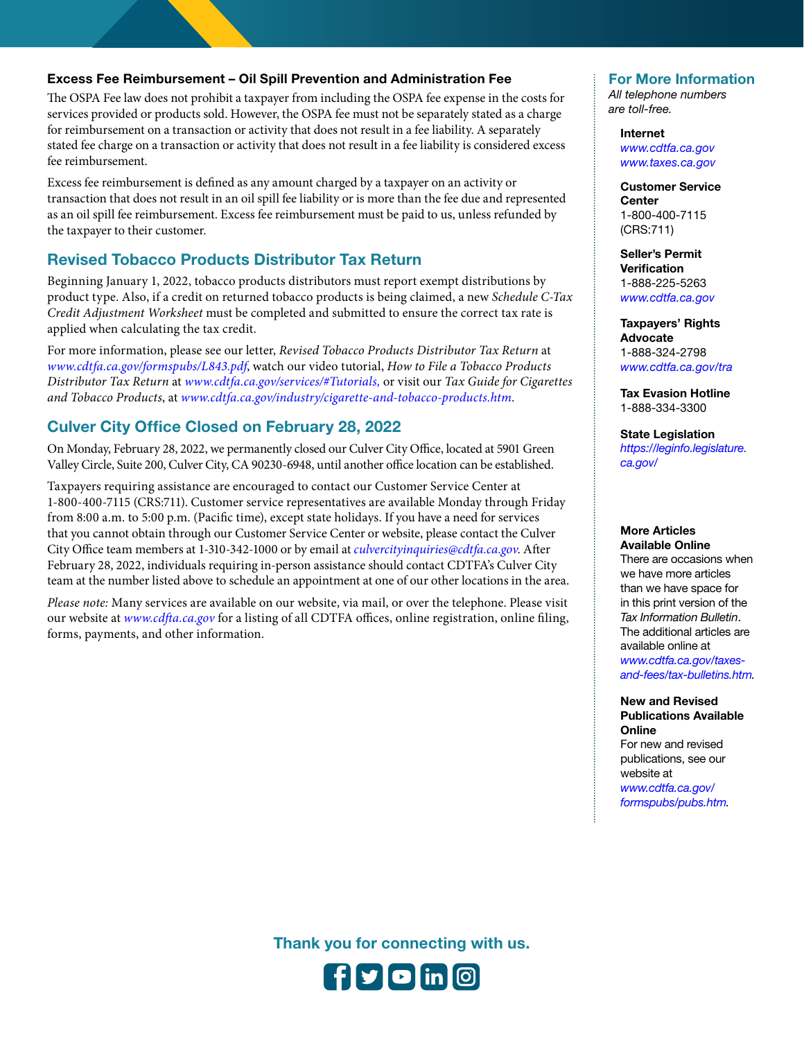### Excess Fee Reimbursement – Oil Spill Prevention and Administration Fee

The OSPA Fee law does not prohibit a taxpayer from including the OSPA fee expense in the costs for services provided or products sold. However, the OSPA fee must not be separately stated as a charge for reimbursement on a transaction or activity that does not result in a fee liability. A separately stated fee charge on a transaction or activity that does not result in a fee liability is considered excess fee reimbursement.

Excess fee reimbursement is defined as any amount charged by a taxpayer on an activity or transaction that does not result in an oil spill fee liability or is more than the fee due and represented as an oil spill fee reimbursement. Excess fee reimbursement must be paid to us, unless refunded by the taxpayer to their customer.

## Revised Tobacco Products Distributor Tax Return

Beginning January 1, 2022, tobacco products distributors must report exempt distributions by product type. Also, if a credit on returned tobacco products is being claimed, a new *Schedule C-Tax Credit Adjustment Worksheet* must be completed and submitted to ensure the correct tax rate is applied when calculating the tax credit.

For more information, please see our letter, *Revised Tobacco Products Distributor Tax Return* at *www.cdtfa.ca.gov/formspubs/L843.pdf*, watch our video tutorial, *How to File a Tobacco Products Distributor Tax Return* at *www.cdtfa.ca.gov/services/#Tutorials,* or visit our *Tax Guide for Cigarettes and Tobacco Products*, at *www.cdtfa.ca.gov/industry/cigarette-and-tobacco-products.htm*.

## Culver City Office Closed on February 28, 2022

On Monday, February 28, 2022, we permanently closed our Culver City Office, located at 5901 Green Valley Circle, Suite 200, Culver City, CA 90230-6948, until another office location can be established.

Taxpayers requiring assistance are encouraged to contact our Customer Service Center at 1-800-400-7115 (CRS:711). Customer service representatives are available Monday through Friday from 8:00 a.m. to 5:00 p.m. (Pacific time), except state holidays. If you have a need for services that you cannot obtain through our Customer Service Center or website, please contact the Culver City Office team members at 1-310-342-1000 or by email at *culvercityinquiries@cdtfa.ca.gov*. After February 28, 2022, individuals requiring in-person assistance should contact CDTFA's Culver City team at the number listed above to schedule an appointment at one of our other locations in the area.

*Please note:* Many services are available on our website, via mail, or over the telephone. Please visit our website at *www.cdfta.ca.gov* for a listing of all CDTFA offices, online registration, online filing, forms, payments, and other information.

## For More Information

*All telephone numbers are toll-free.*

**Internet**
*www.cdtfa.ca.gov*
*www.taxes.ca.gov*

**Customer Service Center**
1-800-400-7115
(CRS:711)

**Seller's Permit Verification**
1-888-225-5263
*www.cdtfa.ca.gov*

**Taxpayers' Rights Advocate**
1-888-324-2798
*www.cdtfa.ca.gov/tra*

**Tax Evasion Hotline**
1-888-334-3300

**State Legislation**
*https://leginfo.legislature.ca.gov/*

**More Articles Available Online**
There are occasions when we have more articles than we have space for in this print version of the *Tax Information Bulletin*. The additional articles are available online at *www.cdtfa.ca.gov/taxes-and-fees/tax-bulletins.htm*.

**New and Revised Publications Available Online**
For new and revised publications, see our website at *www.cdtfa.ca.gov/formspubs/pubs.htm*.

Thank you for connecting with us.